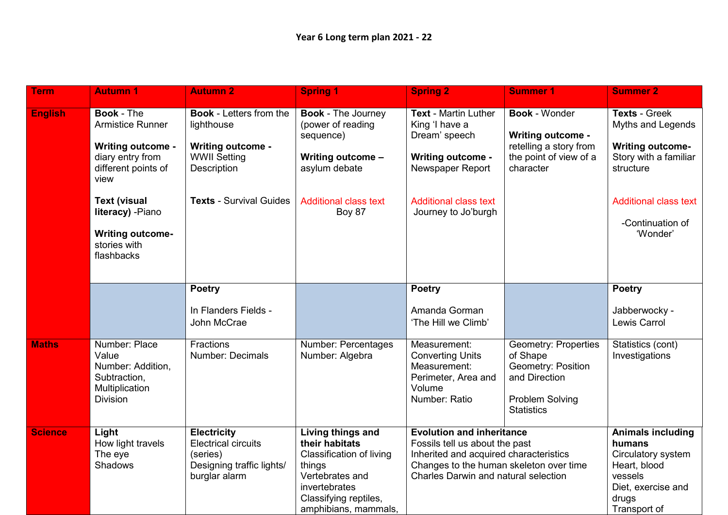# Year 6 Long term plan 2021 - 22

| Term | Autumn 1 | Autumn 2 | Spring 1 | Spring 2 | Summer 1 | Summer 2 |
|---|---|---|---|---|---|---|
| **English** | **Book** - The Armistice Runner<br><br>**Writing outcome -** diary entry from different points of view<br><br>**Text (visual literacy)** -Piano<br><br>**Writing outcome-** stories with flashbacks | **Book** - Letters from the lighthouse<br><br>**Writing outcome -** WWII Setting Description<br><br>**Texts** - Survival Guides | **Book** - The Journey (power of reading sequence)<br><br>**Writing outcome –** asylum debate<br><br>Additional class text<br>Boy 87 | **Text** - Martin Luther King 'I have a Dream' speech<br><br>**Writing outcome -** Newspaper Report<br><br>Additional class text<br>Journey to Jo'burgh | **Book** - Wonder<br><br>**Writing outcome -** retelling a story from the point of view of a character | **Texts** - Greek Myths and Legends<br><br>**Writing outcome-** Story with a familiar structure<br><br>Additional class text<br><br>-Continuation of 'Wonder' |
| | | **Poetry**<br><br>In Flanders Fields - John McCrae | | **Poetry**<br><br>Amanda Gorman 'The Hill we Climb' | | **Poetry**<br><br>Jabberwocky - Lewis Carrol |
| **Maths** | Number: Place Value<br>Number: Addition, Subtraction, Multiplication Division | Fractions<br>Number: Decimals | Number: Percentages<br>Number: Algebra | Measurement: Converting Units<br>Measurement: Perimeter, Area and Volume<br>Number: Ratio | Geometry: Properties of Shape<br>Geometry: Position and Direction<br><br>Problem Solving<br>Statistics | Statistics (cont)<br>Investigations |
| **Science** | **Light**<br>How light travels<br>The eye<br>Shadows | **Electricity**<br>Electrical circuits (series)<br>Designing traffic lights/ burglar alarm | **Living things and their habitats**<br>Classification of living things<br>Vertebrates and invertebrates<br>Classifying reptiles, amphibians, mammals, | **Evolution and inheritance**<br>Fossils tell us about the past<br>Inherited and acquired characteristics<br>Changes to the human skeleton over time<br>Charles Darwin and natural selection | | **Animals including humans**<br>Circulatory system<br>Heart, blood vessels<br>Diet, exercise and drugs<br>Transport of |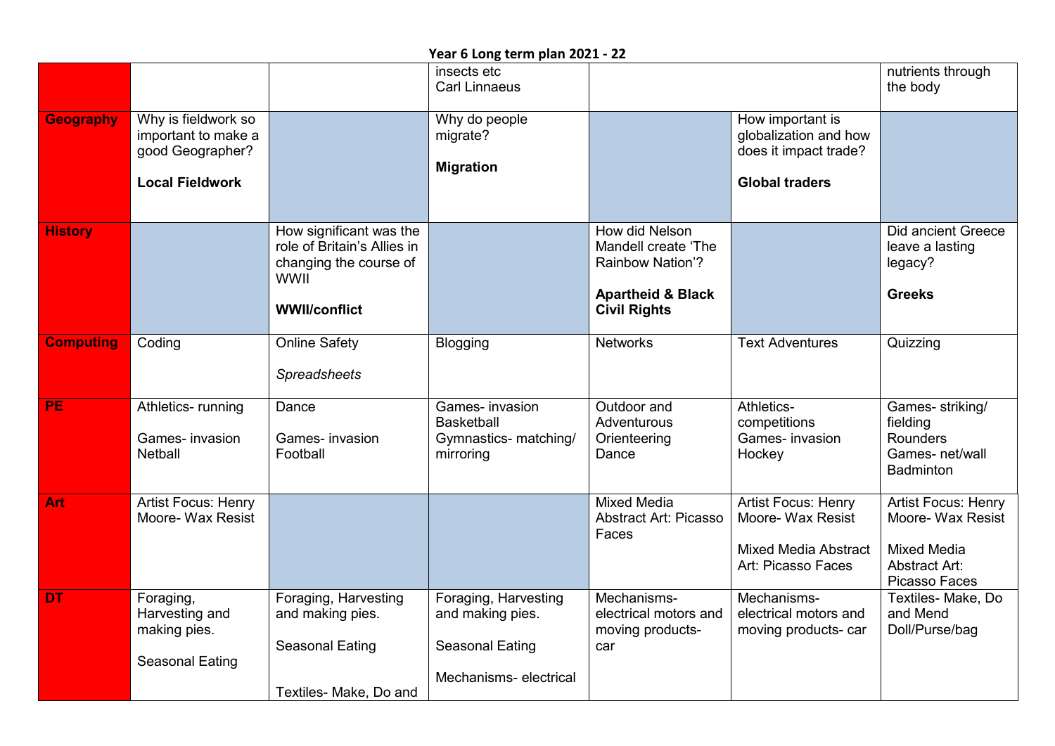**Year 6 Long term plan 2021 - 22**

| | | | | | | |
|---|---|---|---|---|---|---|
| | | | insects etc<br>Carl Linnaeus | | | nutrients through the body |
| **Geography** | Why is fieldwork so important to make a good Geographer?<br><br>**Local Fieldwork** | | Why do people migrate?<br><br>**Migration** | | How important is globalization and how does it impact trade?<br><br>**Global traders** | |
| **History** | | How significant was the role of Britain's Allies in changing the course of WWII<br><br>**WWII/conflict** | | How did Nelson Mandell create 'The Rainbow Nation'?<br><br>**Apartheid & Black Civil Rights** | | Did ancient Greece leave a lasting legacy?<br><br>**Greeks** |
| **Computing** | Coding | Online Safety<br><br>*Spreadsheets* | Blogging | Networks | Text Adventures | Quizzing |
| **PE** | Athletics- running<br><br>Games- invasion Netball | Dance<br><br>Games- invasion Football | Games- invasion Basketball<br>Gymnastics- matching/ mirroring | Outdoor and Adventurous Orienteering<br>Dance | Athletics- competitions<br>Games- invasion Hockey | Games- striking/ fielding<br>Rounders<br>Games- net/wall Badminton |
| **Art** | Artist Focus: Henry Moore- Wax Resist | | | Mixed Media Abstract Art: Picasso Faces | Artist Focus: Henry Moore- Wax Resist<br><br>Mixed Media Abstract Art: Picasso Faces | Artist Focus: Henry Moore- Wax Resist<br><br>Mixed Media Abstract Art: Picasso Faces |
| **DT** | Foraging, Harvesting and making pies.<br><br>Seasonal Eating | Foraging, Harvesting and making pies.<br><br>Seasonal Eating<br><br>Textiles- Make, Do and | Foraging, Harvesting and making pies.<br><br>Seasonal Eating<br><br>Mechanisms- electrical | Mechanisms- electrical motors and moving products- car | Mechanisms- electrical motors and moving products- car | Textiles- Make, Do and Mend<br>Doll/Purse/bag |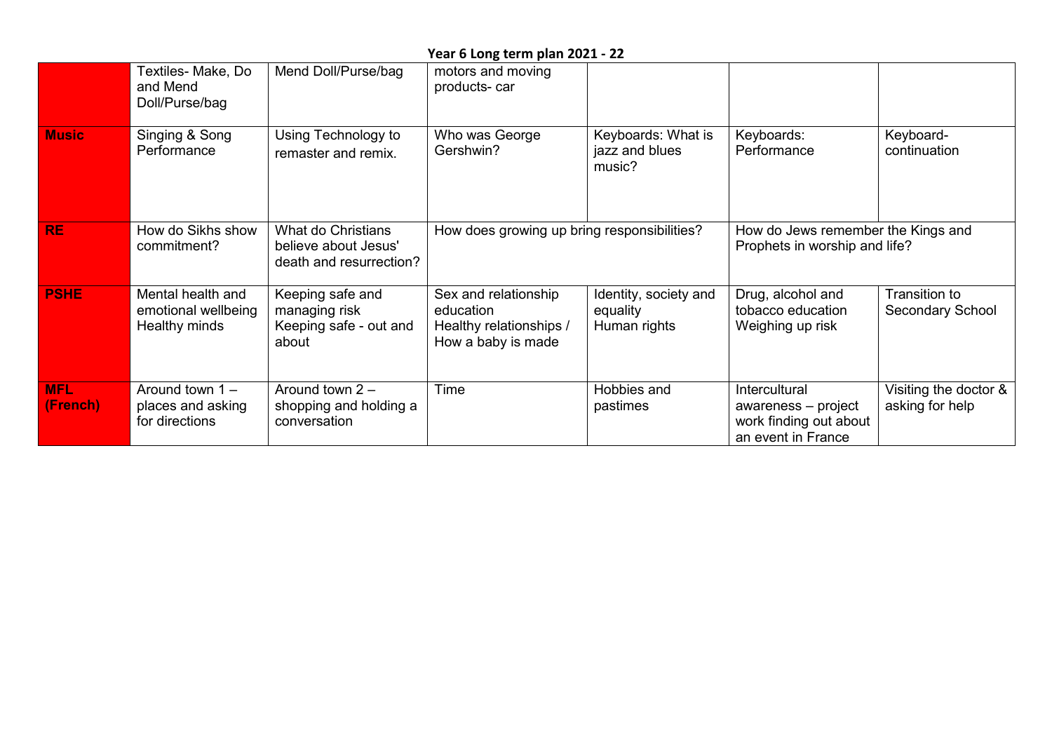**Year 6 Long term plan 2021 - 22**

| | | | | | | |
|---|---|---|---|---|---|---|
| | Textiles- Make, Do and Mend Doll/Purse/bag | Mend Doll/Purse/bag | motors and moving products- car | | | |
| **Music** | Singing & Song Performance | Using Technology to remaster and remix. | Who was George Gershwin? | Keyboards: What is jazz and blues music? | Keyboards: Performance | Keyboard- continuation |
| **RE** | How do Sikhs show commitment? | What do Christians believe about Jesus' death and resurrection? | How does growing up bring responsibilities? | | How do Jews remember the Kings and Prophets in worship and life? | |
| **PSHE** | Mental health and emotional wellbeing<br>Healthy minds | Keeping safe and managing risk<br>Keeping safe - out and about | Sex and relationship education<br>Healthy relationships / How a baby is made | Identity, society and equality<br>Human rights | Drug, alcohol and tobacco education<br>Weighing up risk | Transition to Secondary School |
| **MFL (French)** | Around town 1 – places and asking for directions | Around town 2 – shopping and holding a conversation | Time | Hobbies and pastimes | Intercultural awareness – project work finding out about an event in France | Visiting the doctor & asking for help |